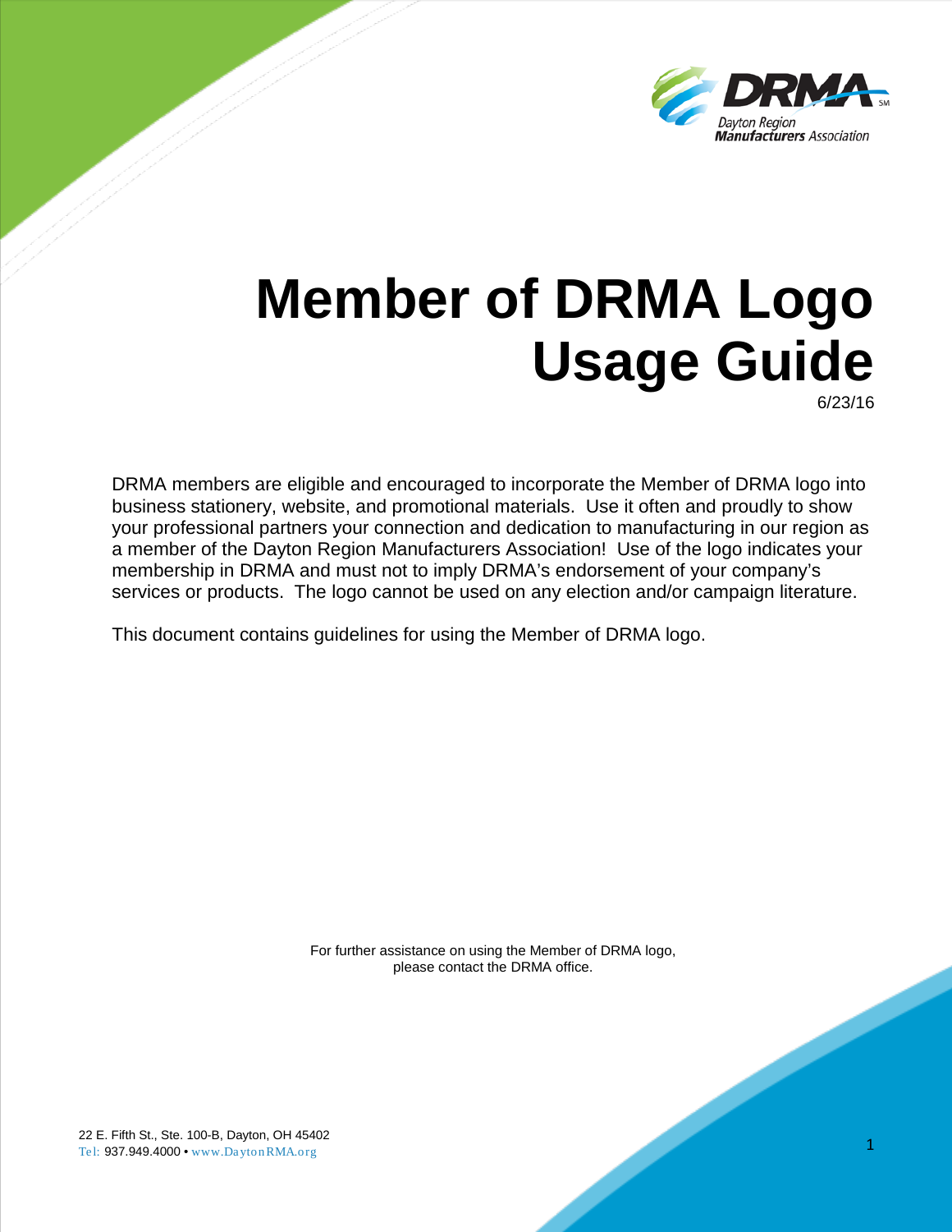# Member of DRMA Logo Usage Guide

6/23/16

DRMA members are eligible and encouraged to incorporate the Member of DRMA logo into business stationery, website, and promotional materials. Use it often and proudly to show your professional partners your connection and dedication to manufacturing in our region as a member of the Dayton Region Manufacturers Association! Use of the logo indicates your membership in DRMA and must not to imply DRMA's endorsement of your company's services or products. The logo cannot be used on any election and/or campaign literature.

This document contains guidelines for using the Member of DRMA logo.

For further assistance on using the Member of DRMA logo, please contact the DRMA office.

22 E. Fifth St., Ste. 100-B, Dayton, OH 45402
Tel: 937.949.4000 • www.DaytonRMA.org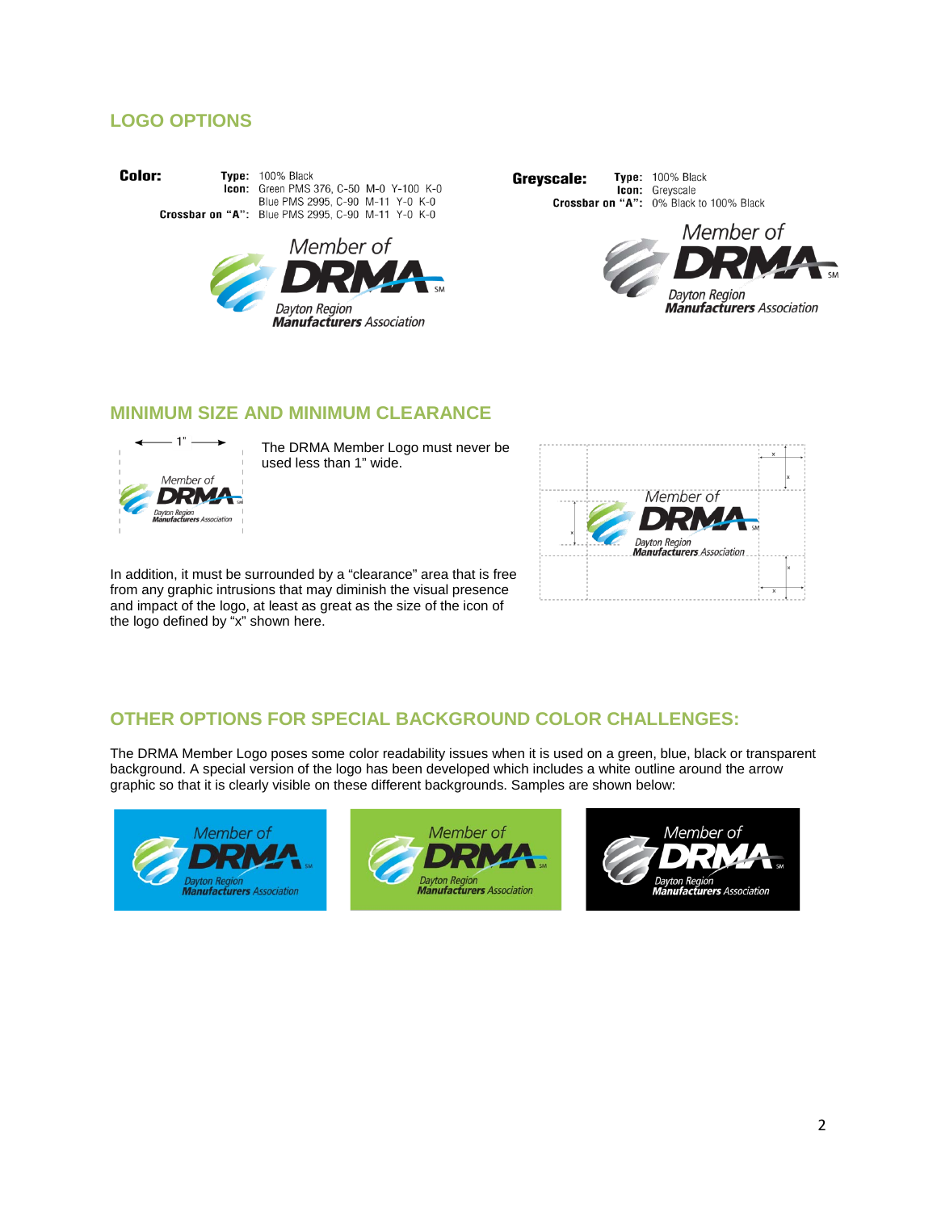## LOGO OPTIONS

**Color:**

**Type:** 100% Black
**Icon:** Green PMS 376, C-50 M-0 Y-100 K-0
Blue PMS 2995, C-90 M-11 Y-0 K-0
**Crossbar on "A":** Blue PMS 2995, C-90 M-11 Y-0 K-0

**Greyscale:**

**Type:** 100% Black
**Icon:** Greyscale
**Crossbar on "A":** 0% Black to 100% Black

## MINIMUM SIZE AND MINIMUM CLEARANCE

The DRMA Member Logo must never be used less than 1" wide.

In addition, it must be surrounded by a "clearance" area that is free from any graphic intrusions that may diminish the visual presence and impact of the logo, at least as great as the size of the icon of the logo defined by "x" shown here.

## OTHER OPTIONS FOR SPECIAL BACKGROUND COLOR CHALLENGES:

The DRMA Member Logo poses some color readability issues when it is used on a green, blue, black or transparent background. A special version of the logo has been developed which includes a white outline around the arrow graphic so that it is clearly visible on these different backgrounds. Samples are shown below: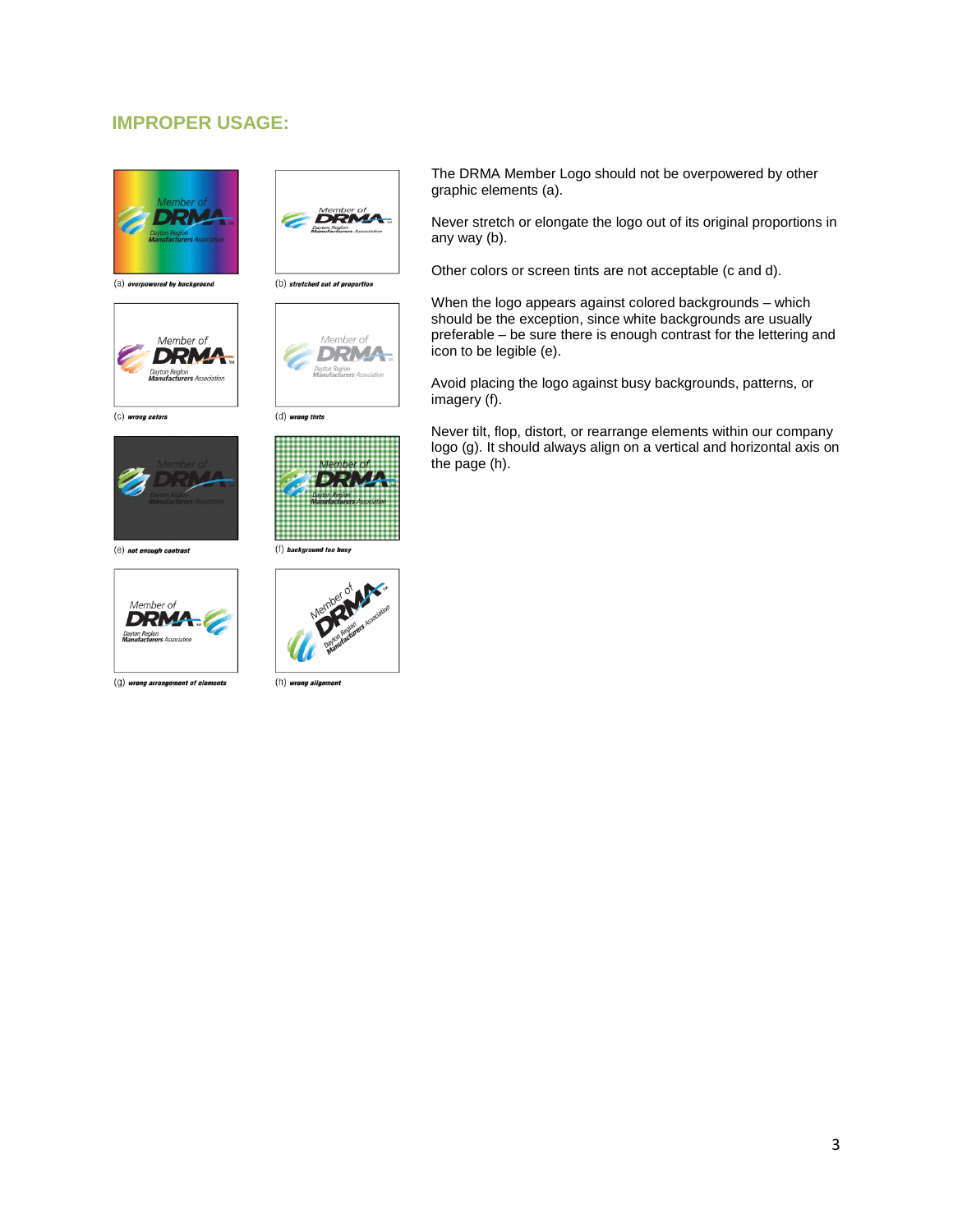## IMPROPER USAGE:

(a) overpowered by background

(b) stretched out of proportion

(c) wrong colors

(d) wrong tints

(e) not enough contrast

(f) background too busy

(g) wrong arrangement of elements

(h) wrong alignment

The DRMA Member Logo should not be overpowered by other graphic elements (a).

Never stretch or elongate the logo out of its original proportions in any way (b).

Other colors or screen tints are not acceptable (c and d).

When the logo appears against colored backgrounds – which should be the exception, since white backgrounds are usually preferable – be sure there is enough contrast for the lettering and icon to be legible (e).

Avoid placing the logo against busy backgrounds, patterns, or imagery (f).

Never tilt, flop, distort, or rearrange elements within our company logo (g). It should always align on a vertical and horizontal axis on the page (h).